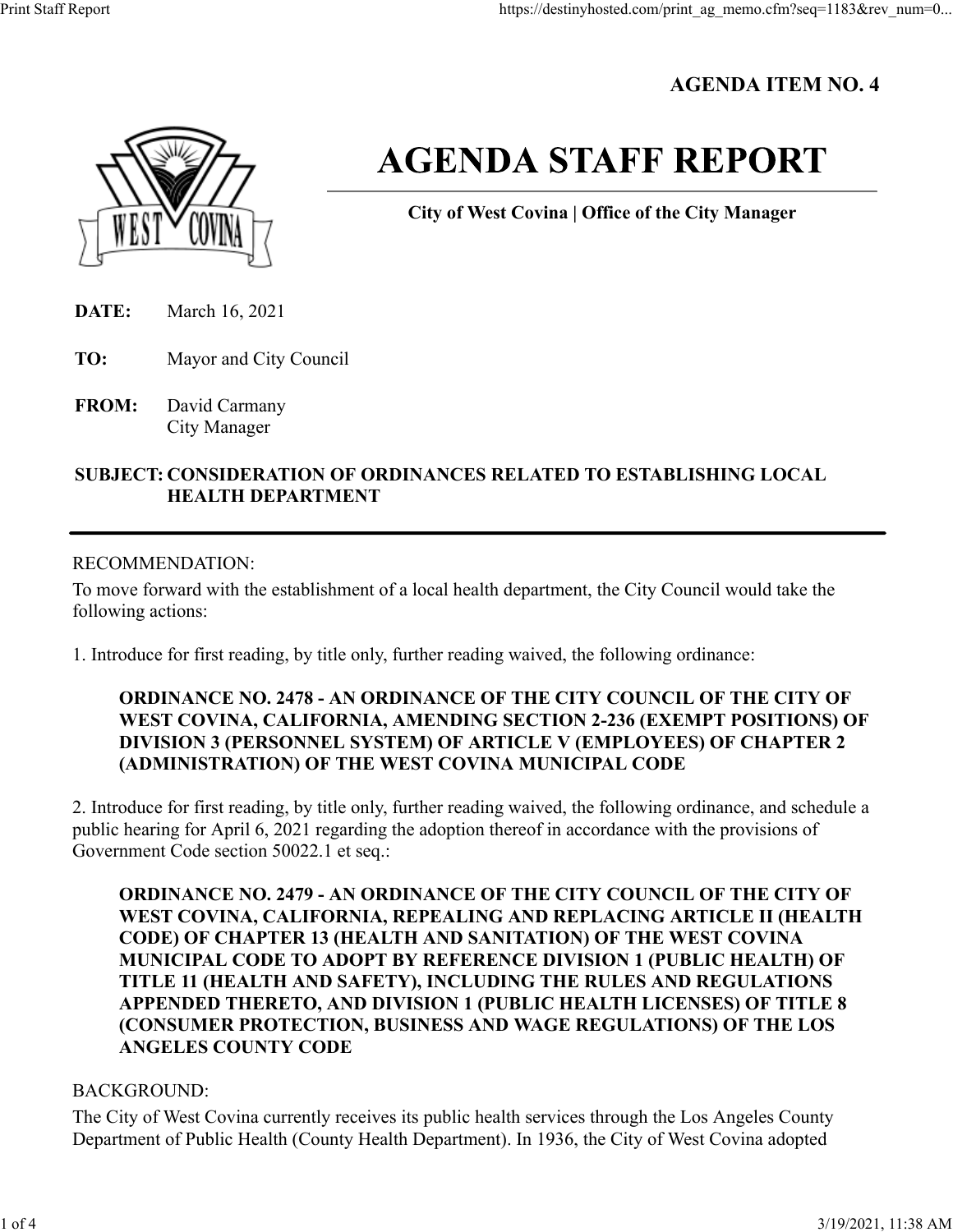**AGENDA ITEM NO. 4**

# AGENDA STAFF REPORT

**City of West Covina | Office of the City Manager**

**DATE:** March 16, 2021

**TO:** Mayor and City Council

**FROM:** David Carmany
City Manager

**SUBJECT: CONSIDERATION OF ORDINANCES RELATED TO ESTABLISHING LOCAL HEALTH DEPARTMENT**

---

RECOMMENDATION:

To move forward with the establishment of a local health department, the City Council would take the following actions:

1. Introduce for first reading, by title only, further reading waived, the following ordinance:

> **ORDINANCE NO. 2478 - AN ORDINANCE OF THE CITY COUNCIL OF THE CITY OF WEST COVINA, CALIFORNIA, AMENDING SECTION 2-236 (EXEMPT POSITIONS) OF DIVISION 3 (PERSONNEL SYSTEM) OF ARTICLE V (EMPLOYEES) OF CHAPTER 2 (ADMINISTRATION) OF THE WEST COVINA MUNICIPAL CODE**

2. Introduce for first reading, by title only, further reading waived, the following ordinance, and schedule a public hearing for April 6, 2021 regarding the adoption thereof in accordance with the provisions of Government Code section 50022.1 et seq.:

> **ORDINANCE NO. 2479 - AN ORDINANCE OF THE CITY COUNCIL OF THE CITY OF WEST COVINA, CALIFORNIA, REPEALING AND REPLACING ARTICLE II (HEALTH CODE) OF CHAPTER 13 (HEALTH AND SANITATION) OF THE WEST COVINA MUNICIPAL CODE TO ADOPT BY REFERENCE DIVISION 1 (PUBLIC HEALTH) OF TITLE 11 (HEALTH AND SAFETY), INCLUDING THE RULES AND REGULATIONS APPENDED THERETO, AND DIVISION 1 (PUBLIC HEALTH LICENSES) OF TITLE 8 (CONSUMER PROTECTION, BUSINESS AND WAGE REGULATIONS) OF THE LOS ANGELES COUNTY CODE**

BACKGROUND:

The City of West Covina currently receives its public health services through the Los Angeles County Department of Public Health (County Health Department). In 1936, the City of West Covina adopted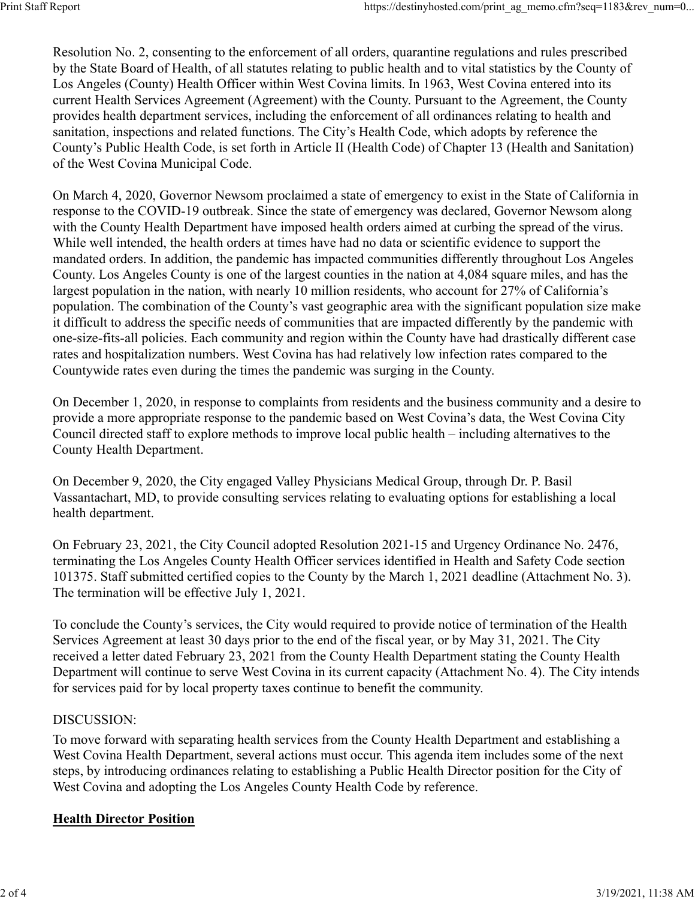Resolution No. 2, consenting to the enforcement of all orders, quarantine regulations and rules prescribed by the State Board of Health, of all statutes relating to public health and to vital statistics by the County of Los Angeles (County) Health Officer within West Covina limits. In 1963, West Covina entered into its current Health Services Agreement (Agreement) with the County. Pursuant to the Agreement, the County provides health department services, including the enforcement of all ordinances relating to health and sanitation, inspections and related functions. The City's Health Code, which adopts by reference the County's Public Health Code, is set forth in Article II (Health Code) of Chapter 13 (Health and Sanitation) of the West Covina Municipal Code.

On March 4, 2020, Governor Newsom proclaimed a state of emergency to exist in the State of California in response to the COVID-19 outbreak. Since the state of emergency was declared, Governor Newsom along with the County Health Department have imposed health orders aimed at curbing the spread of the virus. While well intended, the health orders at times have had no data or scientific evidence to support the mandated orders. In addition, the pandemic has impacted communities differently throughout Los Angeles County. Los Angeles County is one of the largest counties in the nation at 4,084 square miles, and has the largest population in the nation, with nearly 10 million residents, who account for 27% of California's population. The combination of the County's vast geographic area with the significant population size make it difficult to address the specific needs of communities that are impacted differently by the pandemic with one-size-fits-all policies. Each community and region within the County have had drastically different case rates and hospitalization numbers. West Covina has had relatively low infection rates compared to the Countywide rates even during the times the pandemic was surging in the County.

On December 1, 2020, in response to complaints from residents and the business community and a desire to provide a more appropriate response to the pandemic based on West Covina's data, the West Covina City Council directed staff to explore methods to improve local public health – including alternatives to the County Health Department.

On December 9, 2020, the City engaged Valley Physicians Medical Group, through Dr. P. Basil Vassantachart, MD, to provide consulting services relating to evaluating options for establishing a local health department.

On February 23, 2021, the City Council adopted Resolution 2021-15 and Urgency Ordinance No. 2476, terminating the Los Angeles County Health Officer services identified in Health and Safety Code section 101375. Staff submitted certified copies to the County by the March 1, 2021 deadline (Attachment No. 3). The termination will be effective July 1, 2021.

To conclude the County's services, the City would required to provide notice of termination of the Health Services Agreement at least 30 days prior to the end of the fiscal year, or by May 31, 2021. The City received a letter dated February 23, 2021 from the County Health Department stating the County Health Department will continue to serve West Covina in its current capacity (Attachment No. 4). The City intends for services paid for by local property taxes continue to benefit the community.

DISCUSSION:

To move forward with separating health services from the County Health Department and establishing a West Covina Health Department, several actions must occur. This agenda item includes some of the next steps, by introducing ordinances relating to establishing a Public Health Director position for the City of West Covina and adopting the Los Angeles County Health Code by reference.

**Health Director Position**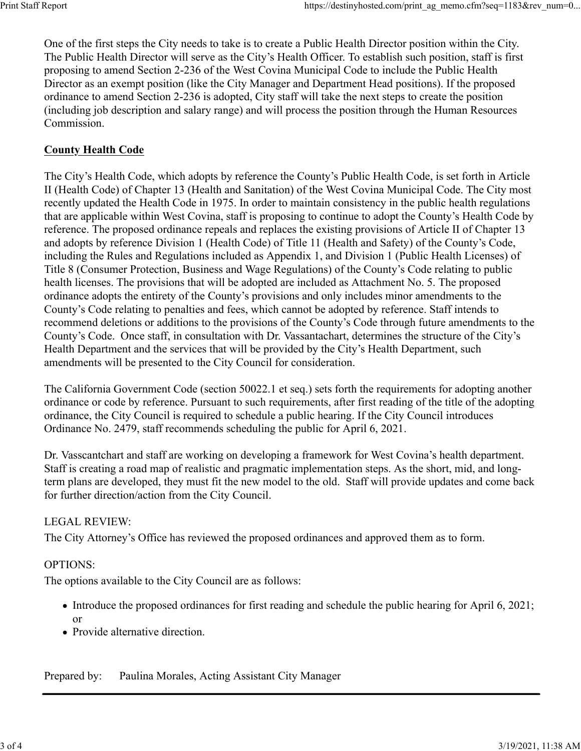One of the first steps the City needs to take is to create a Public Health Director position within the City. The Public Health Director will serve as the City's Health Officer. To establish such position, staff is first proposing to amend Section 2-236 of the West Covina Municipal Code to include the Public Health Director as an exempt position (like the City Manager and Department Head positions). If the proposed ordinance to amend Section 2-236 is adopted, City staff will take the next steps to create the position (including job description and salary range) and will process the position through the Human Resources Commission.

**County Health Code**

The City's Health Code, which adopts by reference the County's Public Health Code, is set forth in Article II (Health Code) of Chapter 13 (Health and Sanitation) of the West Covina Municipal Code. The City most recently updated the Health Code in 1975. In order to maintain consistency in the public health regulations that are applicable within West Covina, staff is proposing to continue to adopt the County's Health Code by reference. The proposed ordinance repeals and replaces the existing provisions of Article II of Chapter 13 and adopts by reference Division 1 (Health Code) of Title 11 (Health and Safety) of the County's Code, including the Rules and Regulations included as Appendix 1, and Division 1 (Public Health Licenses) of Title 8 (Consumer Protection, Business and Wage Regulations) of the County's Code relating to public health licenses. The provisions that will be adopted are included as Attachment No. 5. The proposed ordinance adopts the entirety of the County's provisions and only includes minor amendments to the County's Code relating to penalties and fees, which cannot be adopted by reference. Staff intends to recommend deletions or additions to the provisions of the County's Code through future amendments to the County's Code. Once staff, in consultation with Dr. Vassantachart, determines the structure of the City's Health Department and the services that will be provided by the City's Health Department, such amendments will be presented to the City Council for consideration.

The California Government Code (section 50022.1 et seq.) sets forth the requirements for adopting another ordinance or code by reference. Pursuant to such requirements, after first reading of the title of the adopting ordinance, the City Council is required to schedule a public hearing. If the City Council introduces Ordinance No. 2479, staff recommends scheduling the public for April 6, 2021.

Dr. Vasscantchart and staff are working on developing a framework for West Covina's health department. Staff is creating a road map of realistic and pragmatic implementation steps. As the short, mid, and long-term plans are developed, they must fit the new model to the old. Staff will provide updates and come back for further direction/action from the City Council.

LEGAL REVIEW:

The City Attorney's Office has reviewed the proposed ordinances and approved them as to form.

OPTIONS:

The options available to the City Council are as follows:

- Introduce the proposed ordinances for first reading and schedule the public hearing for April 6, 2021; or
- Provide alternative direction.

Prepared by: Paulina Morales, Acting Assistant City Manager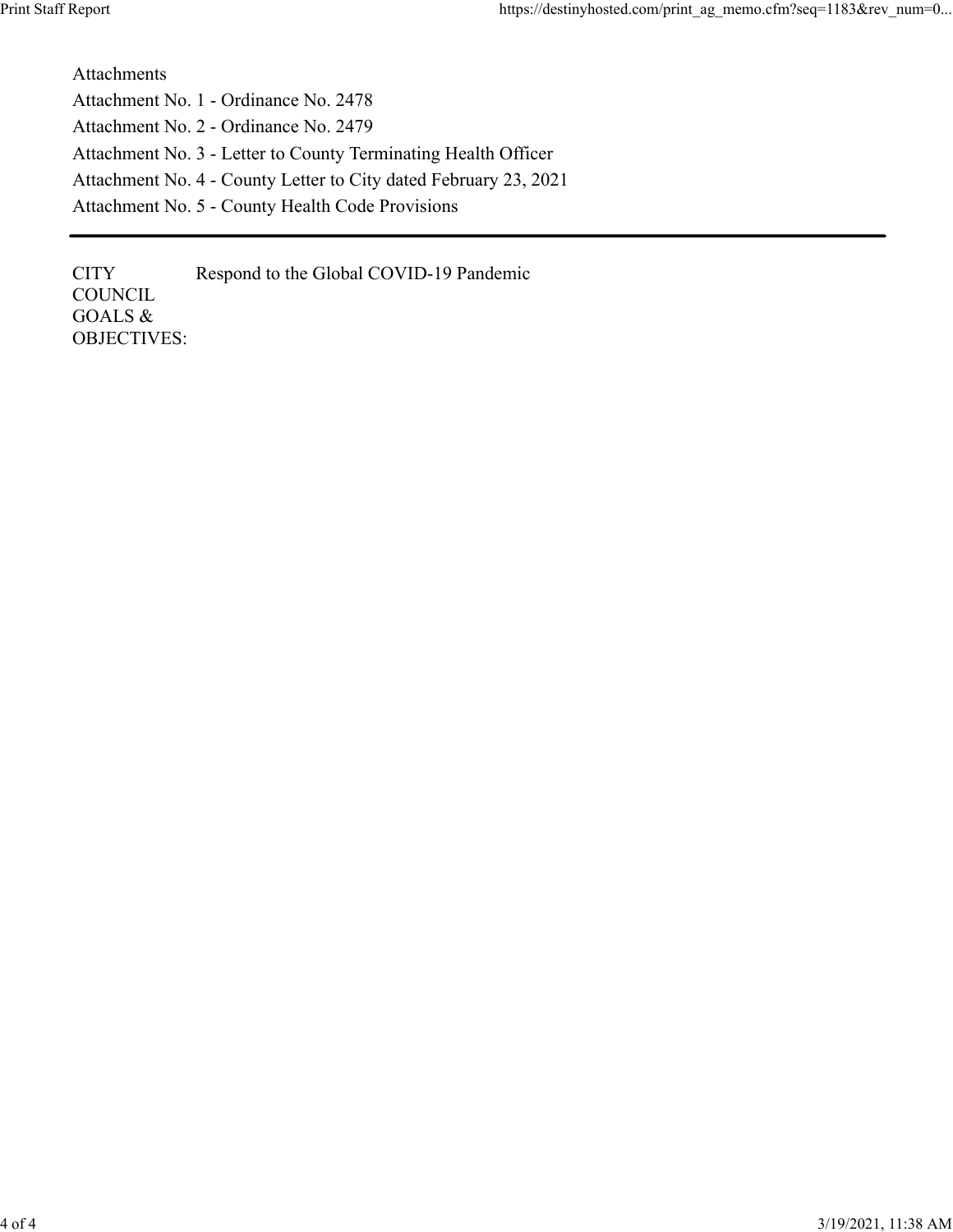Attachments

Attachment No. 1 - Ordinance No. 2478

Attachment No. 2 - Ordinance No. 2479

Attachment No. 3 - Letter to County Terminating Health Officer

Attachment No. 4 - County Letter to City dated February 23, 2021

Attachment No. 5 - County Health Code Provisions

---

| | |
|---|---|
| CITY COUNCIL GOALS & OBJECTIVES: | Respond to the Global COVID-19 Pandemic |